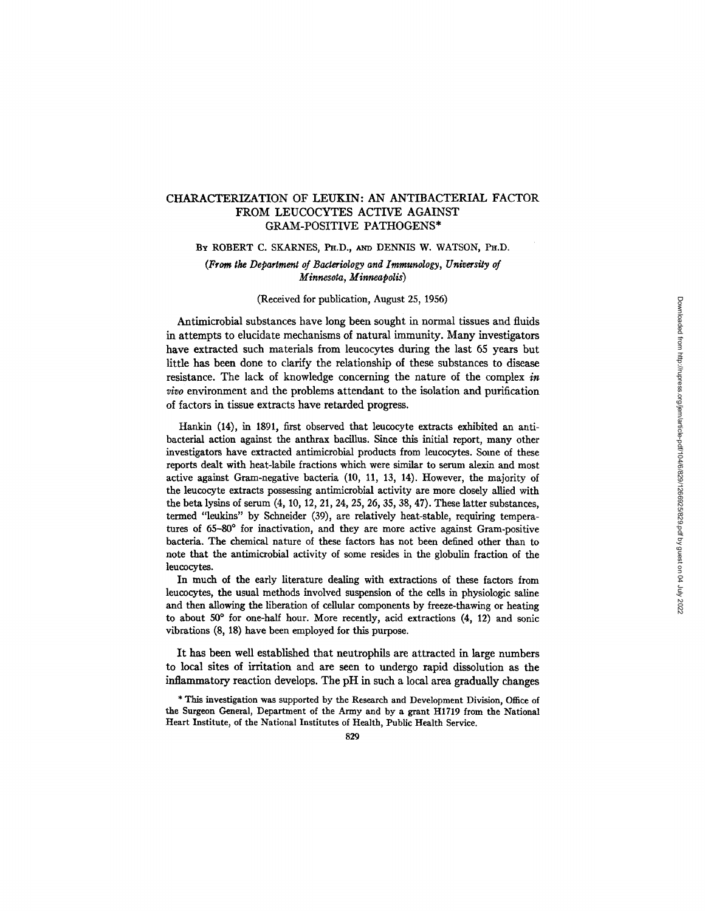# CHARACTERIZATION OF LEUKIN: AN ANTIBACTERIAL FACTOR FROM LEUCOCYTES ACTIVE AGAINST GRAM-POSITIVE PATHOGENS*

BY ROBERT C. SKARNES, PH.D., AND DENNIS W. WATSON, PH.D.

*(From the Department of Bacteriology and Immunology, University of Minnesota, Minneapolis)*

(Received for publication, August 25, 1956)

Antimicrobial substances have long been sought in normal tissues and fluids in attempts to elucidate mechanisms of natural immunity. Many investigators have extracted such materials from leucocytes during the last 65 years but little has been done to clarify the relationship of these substances to disease resistance. The lack of knowledge concerning the nature of the complex *in vivo* environment and the problems attendant to the isolation and purification of factors in tissue extracts have retarded progress.

Hankin (14), in 1891, first observed that leucocyte extracts exhibited an antibacterial action against the anthrax bacillus. Since this initial report, many other investigators have extracted antimicrobial products from leucocytes. Some of these reports dealt with heat-labile fractions which were similar to serum alexin and most active against Gram-negative bacteria (10, 11, 13, 14). However, the majority of the leucocyte extracts possessing antimicrobial activity are more closely allied with the beta lysins of serum (4, 10, 12, 21, 24, 25, 26, 35, 38, 47). These latter substances, termed "leukins" by Schneider (39), are relatively heat-stable, requiring temperatures of 65–80° for inactivation, and they are more active against Gram-positive bacteria. The chemical nature of these factors has not been defined other than to note that the antimicrobial activity of some resides in the globulin fraction of the leucocytes.

In much of the early literature dealing with extractions of these factors from leucocytes, the usual methods involved suspension of the cells in physiologic saline and then allowing the liberation of cellular components by freeze-thawing or heating to about 50° for one-half hour. More recently, acid extractions (4, 12) and sonic vibrations (8, 18) have been employed for this purpose.

It has been well established that neutrophils are attracted in large numbers to local sites of irritation and are seen to undergo rapid dissolution as the inflammatory reaction develops. The pH in such a local area gradually changes

\* This investigation was supported by the Research and Development Division, Office of the Surgeon General, Department of the Army and by a grant H1719 from the National Heart Institute, of the National Institutes of Health, Public Health Service.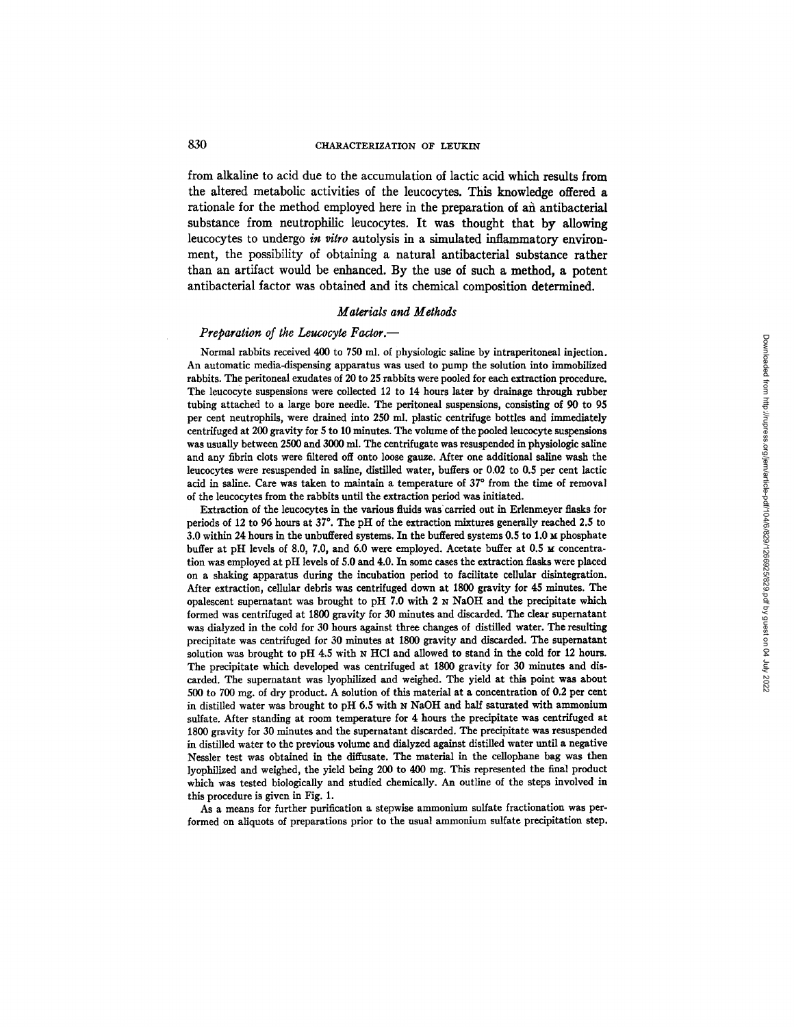from alkaline to acid due to the accumulation of lactic acid which results from the altered metabolic activities of the leucocytes. This knowledge offered a rationale for the method employed here in the preparation of an antibacterial substance from neutrophilic leucocytes. It was thought that by allowing leucocytes to undergo *in vitro* autolysis in a simulated inflammatory environment, the possibility of obtaining a natural antibacterial substance rather than an artifact would be enhanced. By the use of such a method, a potent antibacterial factor was obtained and its chemical composition determined.

## *Materials and Methods*

### *Preparation of the Leucocyte Factor.*—

Normal rabbits received 400 to 750 ml. of physiologic saline by intraperitoneal injection. An automatic media-dispensing apparatus was used to pump the solution into immobilized rabbits. The peritoneal exudates of 20 to 25 rabbits were pooled for each extraction procedure. The leucocyte suspensions were collected 12 to 14 hours later by drainage through rubber tubing attached to a large bore needle. The peritoneal suspensions, consisting of 90 to 95 per cent neutrophils, were drained into 250 ml. plastic centrifuge bottles and immediately centrifuged at 200 gravity for 5 to 10 minutes. The volume of the pooled leucocyte suspensions was usually between 2500 and 3000 ml. The centrifugate was resuspended in physiologic saline and any fibrin clots were filtered off onto loose gauze. After one additional saline wash the leucocytes were resuspended in saline, distilled water, buffers or 0.02 to 0.5 per cent lactic acid in saline. Care was taken to maintain a temperature of 37° from the time of removal of the leucocytes from the rabbits until the extraction period was initiated.

Extraction of the leucocytes in the various fluids was carried out in Erlenmeyer flasks for periods of 12 to 96 hours at 37°. The pH of the extraction mixtures generally reached 2.5 to 3.0 within 24 hours in the unbuffered systems. In the buffered systems 0.5 to 1.0 M phosphate buffer at pH levels of 8.0, 7.0, and 6.0 were employed. Acetate buffer at 0.5 M concentration was employed at pH levels of 5.0 and 4.0. In some cases the extraction flasks were placed on a shaking apparatus during the incubation period to facilitate cellular disintegration. After extraction, cellular debris was centrifuged down at 1800 gravity for 45 minutes. The opalescent supernatant was brought to pH 7.0 with 2 N NaOH and the precipitate which formed was centrifuged at 1800 gravity for 30 minutes and discarded. The clear supernatant was dialyzed in the cold for 30 hours against three changes of distilled water. The resulting precipitate was centrifuged for 30 minutes at 1800 gravity and discarded. The supernatant solution was brought to pH 4.5 with N HCl and allowed to stand in the cold for 12 hours. The precipitate which developed was centrifuged at 1800 gravity for 30 minutes and discarded. The supernatant was lyophilized and weighed. The yield at this point was about 500 to 700 mg. of dry product. A solution of this material at a concentration of 0.2 per cent in distilled water was brought to pH 6.5 with N NaOH and half saturated with ammonium sulfate. After standing at room temperature for 4 hours the precipitate was centrifuged at 1800 gravity for 30 minutes and the supernatant discarded. The precipitate was resuspended in distilled water to the previous volume and dialyzed against distilled water until a negative Nessler test was obtained in the diffusate. The material in the cellophane bag was then lyophilized and weighed, the yield being 200 to 400 mg. This represented the final product which was tested biologically and studied chemically. An outline of the steps involved in this procedure is given in Fig. 1.

As a means for further purification a stepwise ammonium sulfate fractionation was performed on aliquots of preparations prior to the usual ammonium sulfate precipitation step.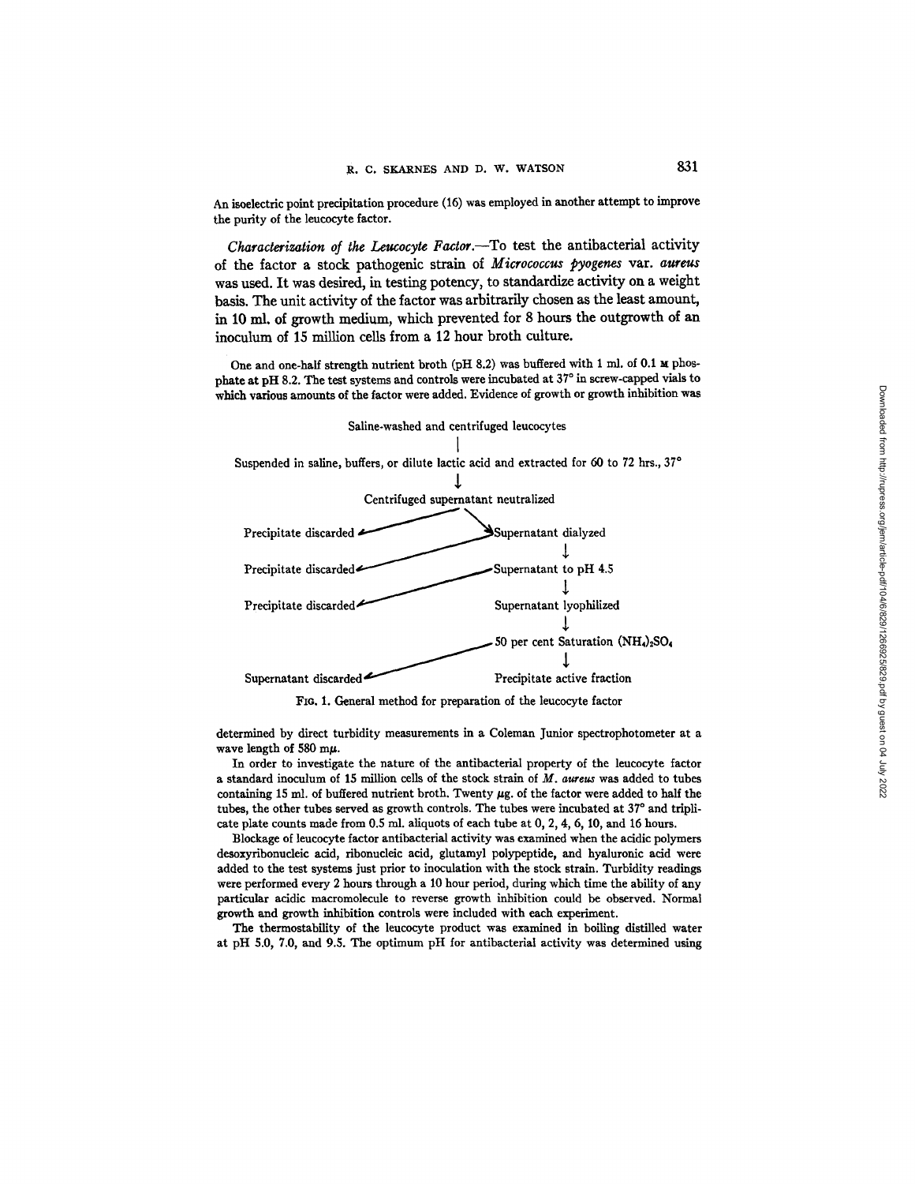An isoelectric point precipitation procedure (16) was employed in another attempt to improve the purity of the leucocyte factor.

*Characterization of the Leucocyte Factor.*—To test the antibacterial activity of the factor a stock pathogenic strain of *Micrococcus pyogenes* var. *aureus* was used. It was desired, in testing potency, to standardize activity on a weight basis. The unit activity of the factor was arbitrarily chosen as the least amount, in 10 ml. of growth medium, which prevented for 8 hours the outgrowth of an inoculum of 15 million cells from a 12 hour broth culture.

One and one-half strength nutrient broth (pH 8.2) was buffered with 1 ml. of 0.1 M phosphate at pH 8.2. The test systems and controls were incubated at 37° in screw-capped vials to which various amounts of the factor were added. Evidence of growth or growth inhibition was

Saline-washed and centrifuged leucocytes

↓

Suspended in saline, buffers, or dilute lactic acid and extracted for 60 to 72 hrs., 37°

↓

Centrifuged supernatant neutralized

| Discarded | Retained |
| --- | --- |
| Precipitate discarded | Supernatant dialyzed |
| Precipitate discarded | Supernatant to pH 4.5 |
| Precipitate discarded | Supernatant lyophilized |
| | 50 per cent Saturation $(NH_4)_2SO_4$ |
| Supernatant discarded | Precipitate active fraction |

FIG. 1. General method for preparation of the leucocyte factor

determined by direct turbidity measurements in a Coleman Junior spectrophotometer at a wave length of 580 mμ.

In order to investigate the nature of the antibacterial property of the leucocyte factor a standard inoculum of 15 million cells of the stock strain of *M. aureus* was added to tubes containing 15 ml. of buffered nutrient broth. Twenty μg. of the factor were added to half the tubes, the other tubes served as growth controls. The tubes were incubated at 37° and triplicate plate counts made from 0.5 ml. aliquots of each tube at 0, 2, 4, 6, 10, and 16 hours.

Blockage of leucocyte factor antibacterial activity was examined when the acidic polymers desoxyribonucleic acid, ribonucleic acid, glutamyl polypeptide, and hyaluronic acid were added to the test systems just prior to inoculation with the stock strain. Turbidity readings were performed every 2 hours through a 10 hour period, during which time the ability of any particular acidic macromolecule to reverse growth inhibition could be observed. Normal growth and growth inhibition controls were included with each experiment.

The thermostability of the leucocyte product was examined in boiling distilled water at pH 5.0, 7.0, and 9.5. The optimum pH for antibacterial activity was determined using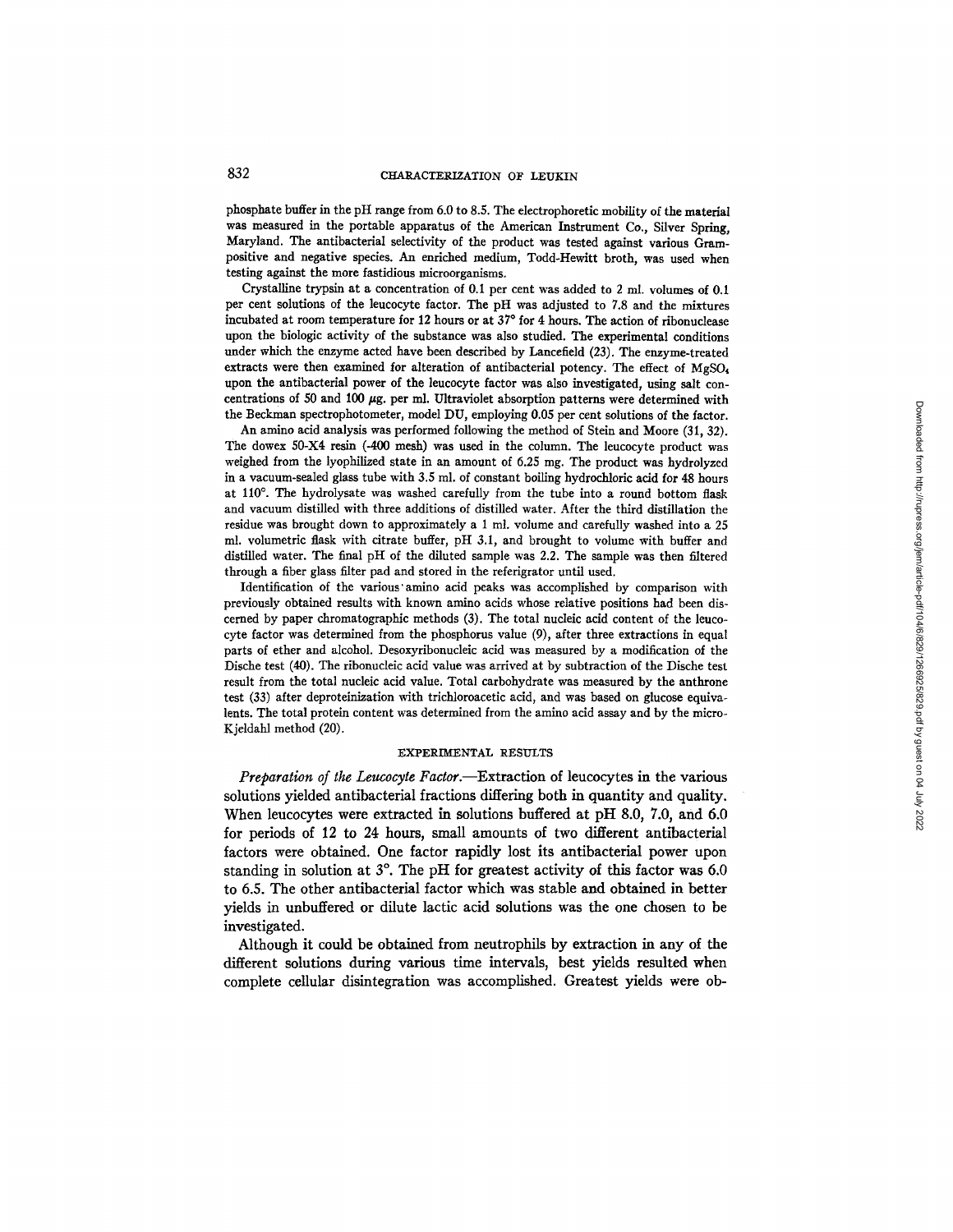phosphate buffer in the pH range from 6.0 to 8.5. The electrophoretic mobility of the material was measured in the portable apparatus of the American Instrument Co., Silver Spring, Maryland. The antibacterial selectivity of the product was tested against various Gram-positive and negative species. An enriched medium, Todd-Hewitt broth, was used when testing against the more fastidious microorganisms.

Crystalline trypsin at a concentration of 0.1 per cent was added to 2 ml. volumes of 0.1 per cent solutions of the leucocyte factor. The pH was adjusted to 7.8 and the mixtures incubated at room temperature for 12 hours or at 37° for 4 hours. The action of ribonuclease upon the biologic activity of the substance was also studied. The experimental conditions under which the enzyme acted have been described by Lancefield (23). The enzyme-treated extracts were then examined for alteration of antibacterial potency. The effect of $MgSO_4$ upon the antibacterial power of the leucocyte factor was also investigated, using salt concentrations of 50 and 100 $\mu$g. per ml. Ultraviolet absorption patterns were determined with the Beckman spectrophotometer, model DU, employing 0.05 per cent solutions of the factor.

An amino acid analysis was performed following the method of Stein and Moore (31, 32). The dowex 50-X4 resin (-400 mesh) was used in the column. The leucocyte product was weighed from the lyophilized state in an amount of 6.25 mg. The product was hydrolyzed in a vacuum-sealed glass tube with 3.5 ml. of constant boiling hydrochloric acid for 48 hours at 110°. The hydrolysate was washed carefully from the tube into a round bottom flask and vacuum distilled with three additions of distilled water. After the third distillation the residue was brought down to approximately a 1 ml. volume and carefully washed into a 25 ml. volumetric flask with citrate buffer, pH 3.1, and brought to volume with buffer and distilled water. The final pH of the diluted sample was 2.2. The sample was then filtered through a fiber glass filter pad and stored in the referigrator until used.

Identification of the various amino acid peaks was accomplished by comparison with previously obtained results with known amino acids whose relative positions had been discerned by paper chromatographic methods (3). The total nucleic acid content of the leucocyte factor was determined from the phosphorus value (9), after three extractions in equal parts of ether and alcohol. Desoxyribonucleic acid was measured by a modification of the Dische test (40). The ribonucleic acid value was arrived at by subtraction of the Dische test result from the total nucleic acid value. Total carbohydrate was measured by the anthrone test (33) after deproteinization with trichloroacetic acid, and was based on glucose equivalents. The total protein content was determined from the amino acid assay and by the micro-Kjeldahl method (20).

## EXPERIMENTAL RESULTS

*Preparation of the Leucocyte Factor.*—Extraction of leucocytes in the various solutions yielded antibacterial fractions differing both in quantity and quality. When leucocytes were extracted in solutions buffered at pH 8.0, 7.0, and 6.0 for periods of 12 to 24 hours, small amounts of two different antibacterial factors were obtained. One factor rapidly lost its antibacterial power upon standing in solution at 3°. The pH for greatest activity of this factor was 6.0 to 6.5. The other antibacterial factor which was stable and obtained in better yields in unbuffered or dilute lactic acid solutions was the one chosen to be investigated.

Although it could be obtained from neutrophils by extraction in any of the different solutions during various time intervals, best yields resulted when complete cellular disintegration was accomplished. Greatest yields were ob-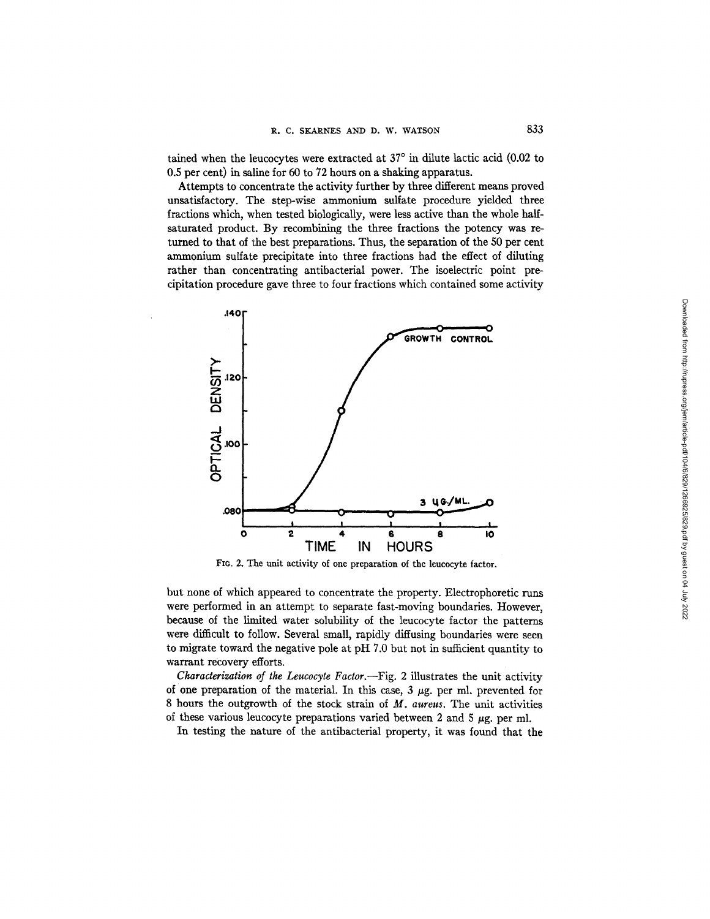tained when the leucocytes were extracted at 37° in dilute lactic acid (0.02 to 0.5 per cent) in saline for 60 to 72 hours on a shaking apparatus.

Attempts to concentrate the activity further by three different means proved unsatisfactory. The step-wise ammonium sulfate procedure yielded three fractions which, when tested biologically, were less active than the whole half-saturated product. By recombining the three fractions the potency was returned to that of the best preparations. Thus, the separation of the 50 per cent ammonium sulfate precipitate into three fractions had the effect of diluting rather than concentrating antibacterial power. The isoelectric point precipitation procedure gave three to four fractions which contained some activity

FIG. 2. The unit activity of one preparation of the leucocyte factor.

but none of which appeared to concentrate the property. Electrophoretic runs were performed in an attempt to separate fast-moving boundaries. However, because of the limited water solubility of the leucocyte factor the patterns were difficult to follow. Several small, rapidly diffusing boundaries were seen to migrate toward the negative pole at pH 7.0 but not in sufficient quantity to warrant recovery efforts.

*Characterization of the Leucocyte Factor.*—Fig. 2 illustrates the unit activity of one preparation of the material. In this case, 3 μg. per ml. prevented for 8 hours the outgrowth of the stock strain of *M. aureus*. The unit activities of these various leucocyte preparations varied between 2 and 5 μg. per ml.

In testing the nature of the antibacterial property, it was found that the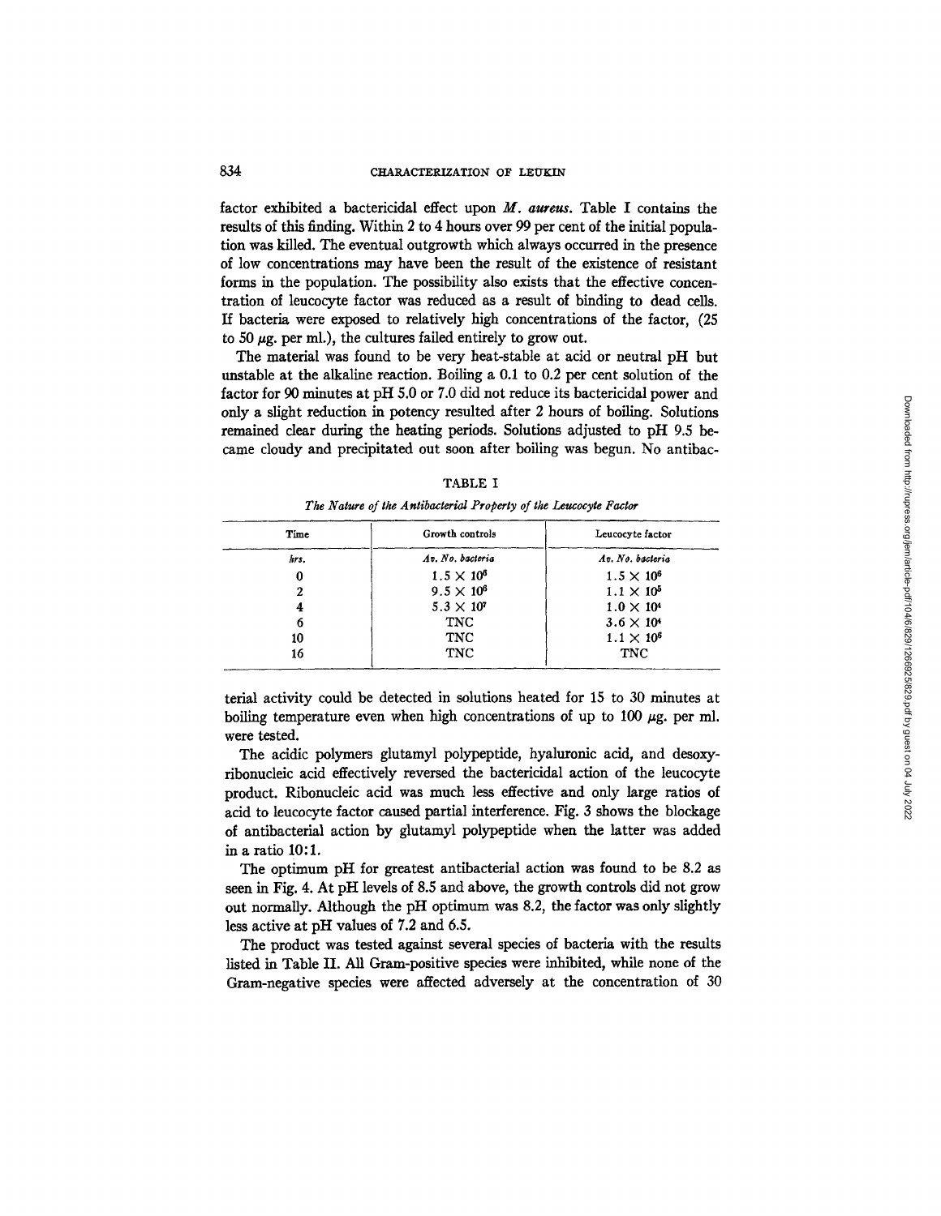factor exhibited a bactericidal effect upon *M. aureus*. Table I contains the results of this finding. Within 2 to 4 hours over 99 per cent of the initial population was killed. The eventual outgrowth which always occurred in the presence of low concentrations may have been the result of the existence of resistant forms in the population. The possibility also exists that the effective concentration of leucocyte factor was reduced as a result of binding to dead cells. If bacteria were exposed to relatively high concentrations of the factor, (25 to 50 $\mu$g. per ml.), the cultures failed entirely to grow out.

The material was found to be very heat-stable at acid or neutral pH but unstable at the alkaline reaction. Boiling a 0.1 to 0.2 per cent solution of the factor for 90 minutes at pH 5.0 or 7.0 did not reduce its bactericidal power and only a slight reduction in potency resulted after 2 hours of boiling. Solutions remained clear during the heating periods. Solutions adjusted to pH 9.5 became cloudy and precipitated out soon after boiling was begun. No antibacterial activity could be detected in solutions heated for 15 to 30 minutes at boiling temperature even when high concentrations of up to 100 $\mu$g. per ml. were tested.

TABLE I

*The Nature of the Antibacterial Property of the Leucocyte Factor*

| Time | Growth controls | Leucocyte factor |
|---|---|---|
| *hrs.* | *Av. No. bacteria* | *Av. No. bacteria* |
| 0 | $1.5 \times 10^6$ | $1.5 \times 10^6$ |
| 2 | $9.5 \times 10^6$ | $1.1 \times 10^5$ |
| 4 | $5.3 \times 10^7$ | $1.0 \times 10^4$ |
| 6 | TNC | $3.6 \times 10^4$ |
| 10 | TNC | $1.1 \times 10^6$ |
| 16 | TNC | TNC |

The acidic polymers glutamyl polypeptide, hyaluronic acid, and desoxyribonucleic acid effectively reversed the bactericidal action of the leucocyte product. Ribonucleic acid was much less effective and only large ratios of acid to leucocyte factor caused partial interference. Fig. 3 shows the blockage of antibacterial action by glutamyl polypeptide when the latter was added in a ratio 10:1.

The optimum pH for greatest antibacterial action was found to be 8.2 as seen in Fig. 4. At pH levels of 8.5 and above, the growth controls did not grow out normally. Although the pH optimum was 8.2, the factor was only slightly less active at pH values of 7.2 and 6.5.

The product was tested against several species of bacteria with the results listed in Table II. All Gram-positive species were inhibited, while none of the Gram-negative species were affected adversely at the concentration of 30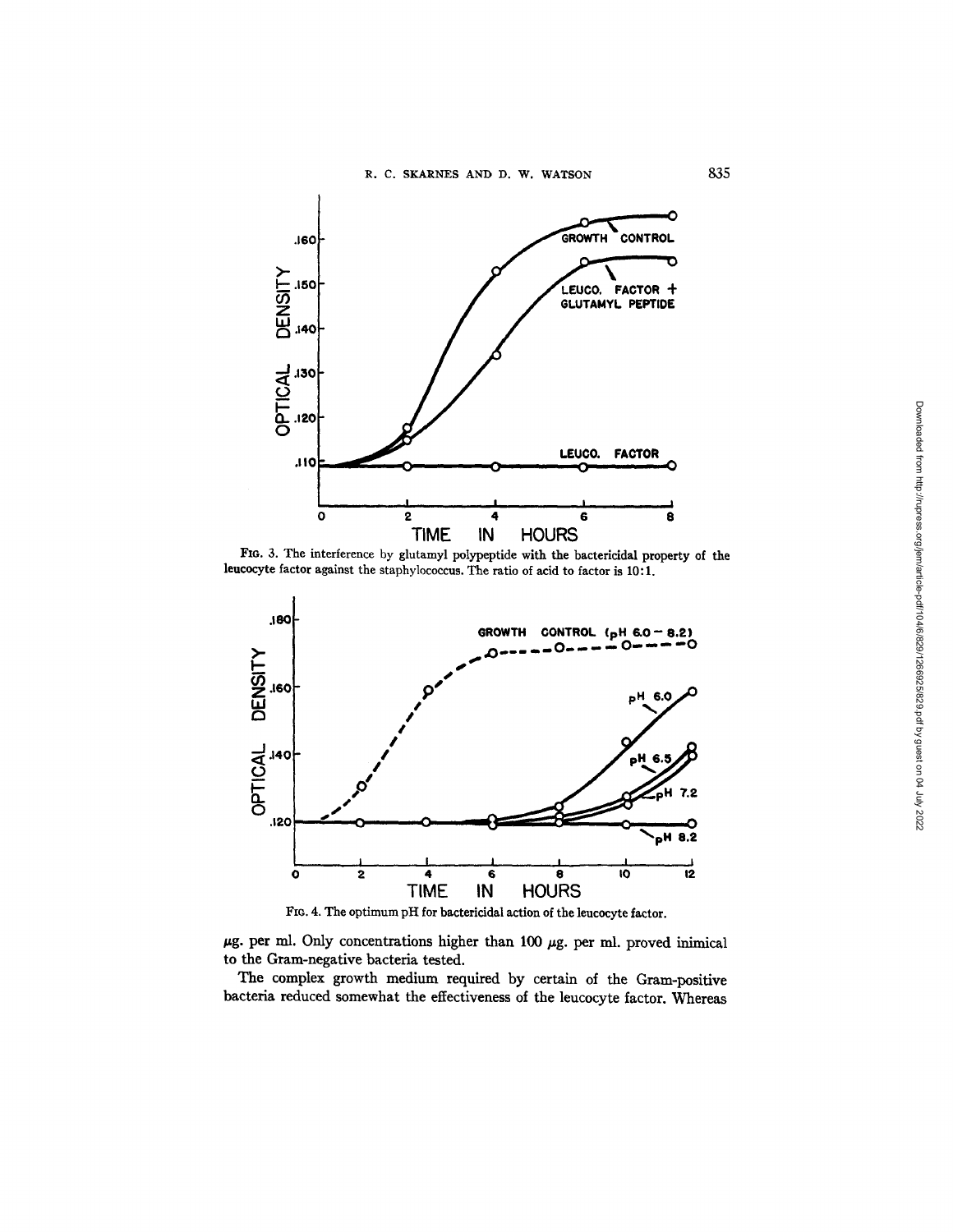FIG. 3. The interference by glutamyl polypeptide with the bactericidal property of the leucocyte factor against the staphylococcus. The ratio of acid to factor is 10:1.

FIG. 4. The optimum pH for bactericidal action of the leucocyte factor.

μg. per ml. Only concentrations higher than 100 μg. per ml. proved inimical to the Gram-negative bacteria tested.

The complex growth medium required by certain of the Gram-positive bacteria reduced somewhat the effectiveness of the leucocyte factor. Whereas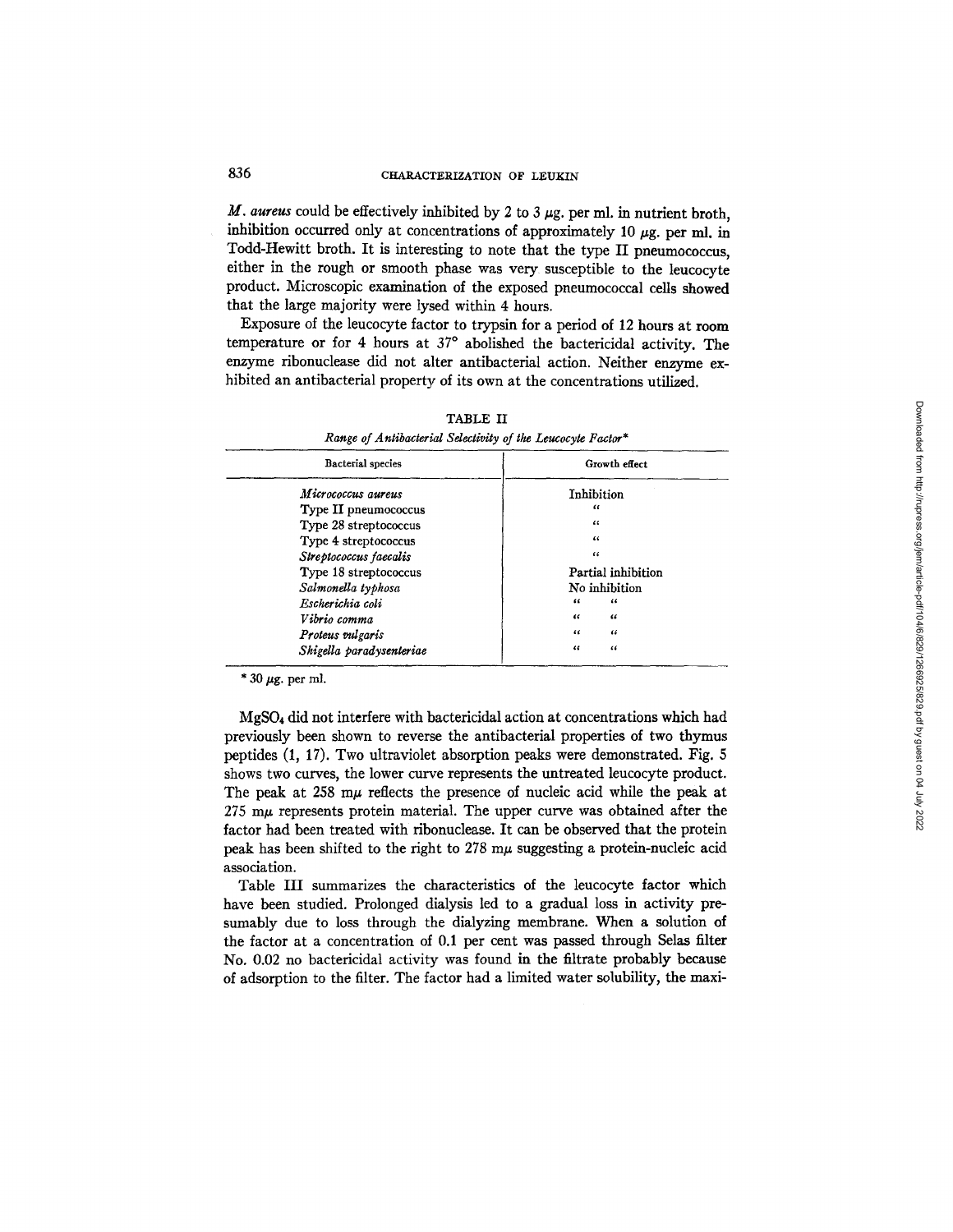*M. aureus* could be effectively inhibited by 2 to 3 μg. per ml. in nutrient broth, inhibition occurred only at concentrations of approximately 10 μg. per ml. in Todd-Hewitt broth. It is interesting to note that the type II pneumococcus, either in the rough or smooth phase was very susceptible to the leucocyte product. Microscopic examination of the exposed pneumococcal cells showed that the large majority were lysed within 4 hours.

Exposure of the leucocyte factor to trypsin for a period of 12 hours at room temperature or for 4 hours at 37° abolished the bactericidal activity. The enzyme ribonuclease did not alter antibacterial action. Neither enzyme exhibited an antibacterial property of its own at the concentrations utilized.

TABLE II

*Range of Antibacterial Selectivity of the Leucocyte Factor**

| Bacterial species | Growth effect |
|---|---|
| *Micrococcus aureus* | Inhibition |
| Type II pneumococcus | " |
| Type 28 streptococcus | " |
| Type 4 streptococcus | " |
| *Streptococcus faecalis* | " |
| Type 18 streptococcus | Partial inhibition |
| *Salmonella typhosa* | No inhibition |
| *Escherichia coli* | " " |
| *Vibrio comma* | " " |
| *Proteus vulgaris* | " " |
| *Shigella paradysenteriae* | " " |

\* 30 μg. per ml.

$MgSO_4$ did not interfere with bactericidal action at concentrations which had previously been shown to reverse the antibacterial properties of two thymus peptides (1, 17). Two ultraviolet absorption peaks were demonstrated. Fig. 5 shows two curves, the lower curve represents the untreated leucocyte product. The peak at 258 mμ reflects the presence of nucleic acid while the peak at 275 mμ represents protein material. The upper curve was obtained after the factor had been treated with ribonuclease. It can be observed that the protein peak has been shifted to the right to 278 mμ suggesting a protein-nucleic acid association.

Table III summarizes the characteristics of the leucocyte factor which have been studied. Prolonged dialysis led to a gradual loss in activity presumably due to loss through the dialyzing membrane. When a solution of the factor at a concentration of 0.1 per cent was passed through Selas filter No. 0.02 no bactericidal activity was found in the filtrate probably because of adsorption to the filter. The factor had a limited water solubility, the maxi-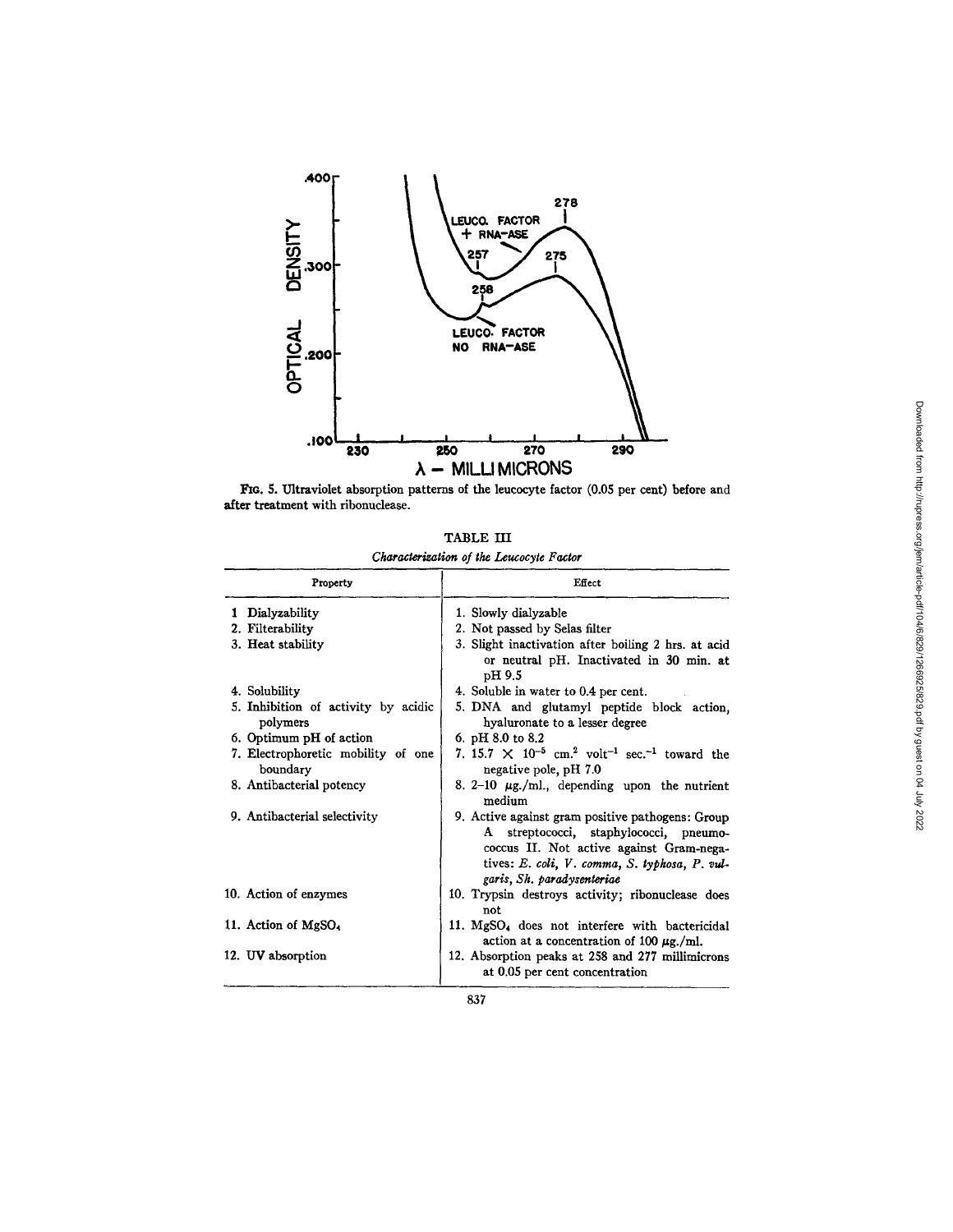FIG. 5. Ultraviolet absorption patterns of the leucocyte factor (0.05 per cent) before and after treatment with ribonuclease.

TABLE III

*Characterization of the Leucocyte Factor*

| Property | Effect |
|---|---|
| 1 Dialyzability | 1. Slowly dialyzable |
| 2. Filterability | 2. Not passed by Selas filter |
| 3. Heat stability | 3. Slight inactivation after boiling 2 hrs. at acid or neutral pH. Inactivated in 30 min. at pH 9.5 |
| 4. Solubility | 4. Soluble in water to 0.4 per cent. |
| 5. Inhibition of activity by acidic polymers | 5. DNA and glutamyl peptide block action, hyaluronate to a lesser degree |
| 6. Optimum pH of action | 6. pH 8.0 to 8.2 |
| 7. Electrophoretic mobility of one boundary | 7. $15.7 \times 10^{-5}$ cm.$^2$ volt$^{-1}$ sec.$^{-1}$ toward the negative pole, pH 7.0 |
| 8. Antibacterial potency | 8. 2–10 μg./ml., depending upon the nutrient medium |
| 9. Antibacterial selectivity | 9. Active against gram positive pathogens: Group A streptococci, staphylococci, pneumococcus II. Not active against Gram-negatives: *E. coli*, *V. comma*, *S. typhosa*, *P. vulgaris*, *Sh. paradysenteriae* |
| 10. Action of enzymes | 10. Trypsin destroys activity; ribonuclease does not |
| 11. Action of $MgSO_4$ | 11. $MgSO_4$ does not interfere with bactericidal action at a concentration of 100 μg./ml. |
| 12. UV absorption | 12. Absorption peaks at 258 and 277 millimicrons at 0.05 per cent concentration |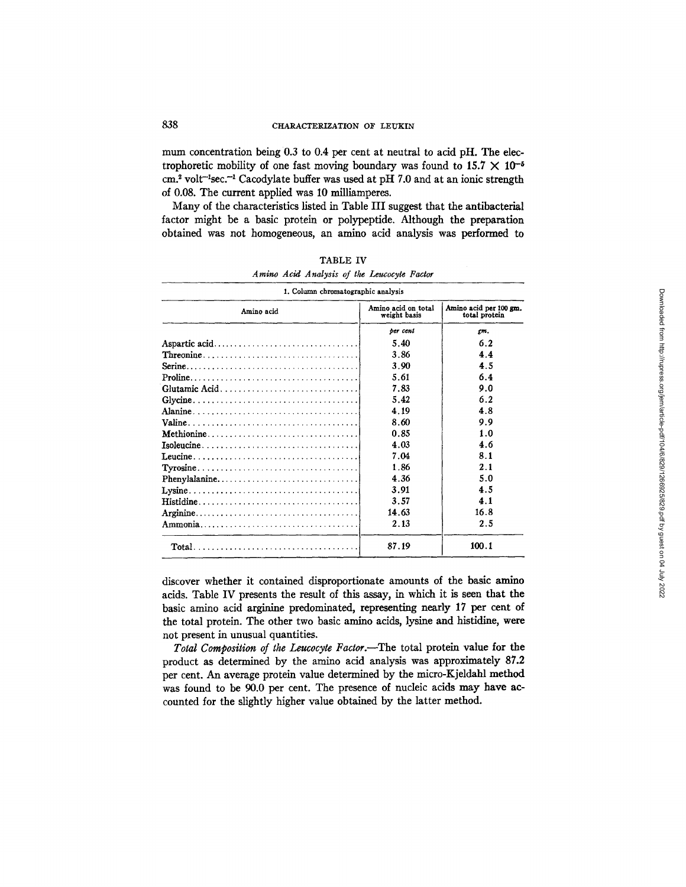mum concentration being 0.3 to 0.4 per cent at neutral to acid pH. The electrophoretic mobility of one fast moving boundary was found to $15.7 \times 10^{-5}$ cm.$^2$ volt$^{-1}$sec.$^{-1}$ Cacodylate buffer was used at pH 7.0 and at an ionic strength of 0.08. The current applied was 10 milliamperes.

Many of the characteristics listed in Table III suggest that the antibacterial factor might be a basic protein or polypeptide. Although the preparation obtained was not homogeneous, an amino acid analysis was performed to

TABLE IV

*Amino Acid Analysis of the Leucocyte Factor*

| 1. Column chromatographic analysis | | |
|---|---|---|
| Amino acid | Amino acid on total weight basis | Amino acid per 100 gm. total protein |
| | *per cent* | *gm.* |
| Aspartic acid | 5.40 | 6.2 |
| Threonine | 3.86 | 4.4 |
| Serine | 3.90 | 4.5 |
| Proline | 5.61 | 6.4 |
| Glutamic Acid | 7.83 | 9.0 |
| Glycine | 5.42 | 6.2 |
| Alanine | 4.19 | 4.8 |
| Valine | 8.60 | 9.9 |
| Methionine | 0.85 | 1.0 |
| Isoleucine | 4.03 | 4.6 |
| Leucine | 7.04 | 8.1 |
| Tyrosine | 1.86 | 2.1 |
| Phenylalanine | 4.36 | 5.0 |
| Lysine | 3.91 | 4.5 |
| Histidine | 3.57 | 4.1 |
| Arginine | 14.63 | 16.8 |
| Ammonia | 2.13 | 2.5 |
| Total | 87.19 | 100.1 |

discover whether it contained disproportionate amounts of the basic amino acids. Table IV presents the result of this assay, in which it is seen that the basic amino acid arginine predominated, representing nearly 17 per cent of the total protein. The other two basic amino acids, lysine and histidine, were not present in unusual quantities.

*Total Composition of the Leucocyte Factor.*—The total protein value for the product as determined by the amino acid analysis was approximately 87.2 per cent. An average protein value determined by the micro-Kjeldahl method was found to be 90.0 per cent. The presence of nucleic acids may have accounted for the slightly higher value obtained by the latter method.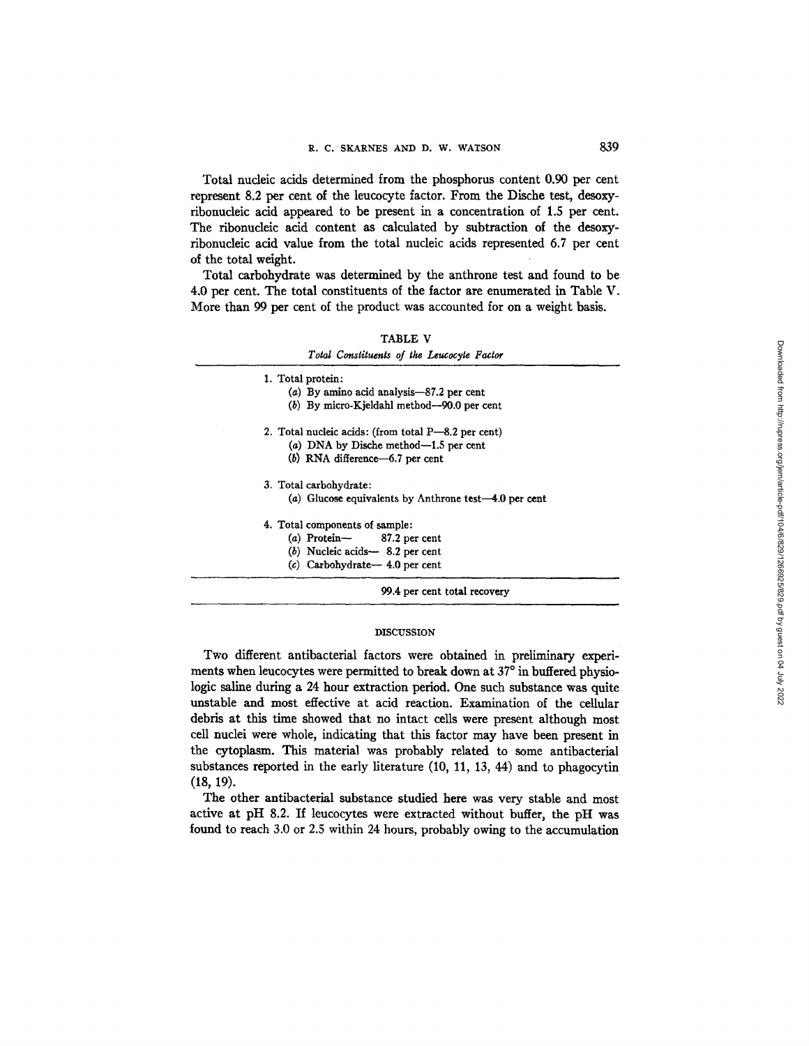Total nucleic acids determined from the phosphorus content 0.90 per cent represent 8.2 per cent of the leucocyte factor. From the Dische test, desoxyribonucleic acid appeared to be present in a concentration of 1.5 per cent. The ribonucleic acid content as calculated by subtraction of the desoxyribonucleic acid value from the total nucleic acids represented 6.7 per cent of the total weight.

Total carbohydrate was determined by the anthrone test and found to be 4.0 per cent. The total constituents of the factor are enumerated in Table V. More than 99 per cent of the product was accounted for on a weight basis.

TABLE V

*Total Constituents of the Leucocyte Factor*

| |
|---|
| 1. Total protein: |
| (*a*) By amino acid analysis—87.2 per cent |
| (*b*) By micro-Kjeldahl method—90.0 per cent |
| 2. Total nucleic acids: (from total P—8.2 per cent) |
| (*a*) DNA by Dische method—1.5 per cent |
| (*b*) RNA difference—6.7 per cent |
| 3. Total carbohydrate: |
| (*a*) Glucose equivalents by Anthrone test—4.0 per cent |
| 4. Total components of sample: |
| (*a*) Protein— 87.2 per cent |
| (*b*) Nucleic acids— 8.2 per cent |
| (*c*) Carbohydrate— 4.0 per cent |
| 99.4 per cent total recovery |

## DISCUSSION

Two different antibacterial factors were obtained in preliminary experiments when leucocytes were permitted to break down at 37° in buffered physiologic saline during a 24 hour extraction period. One such substance was quite unstable and most effective at acid reaction. Examination of the cellular debris at this time showed that no intact cells were present although most cell nuclei were whole, indicating that this factor may have been present in the cytoplasm. This material was probably related to some antibacterial substances reported in the early literature (10, 11, 13, 44) and to phagocytin (18, 19).

The other antibacterial substance studied here was very stable and most active at pH 8.2. If leucocytes were extracted without buffer, the pH was found to reach 3.0 or 2.5 within 24 hours, probably owing to the accumulation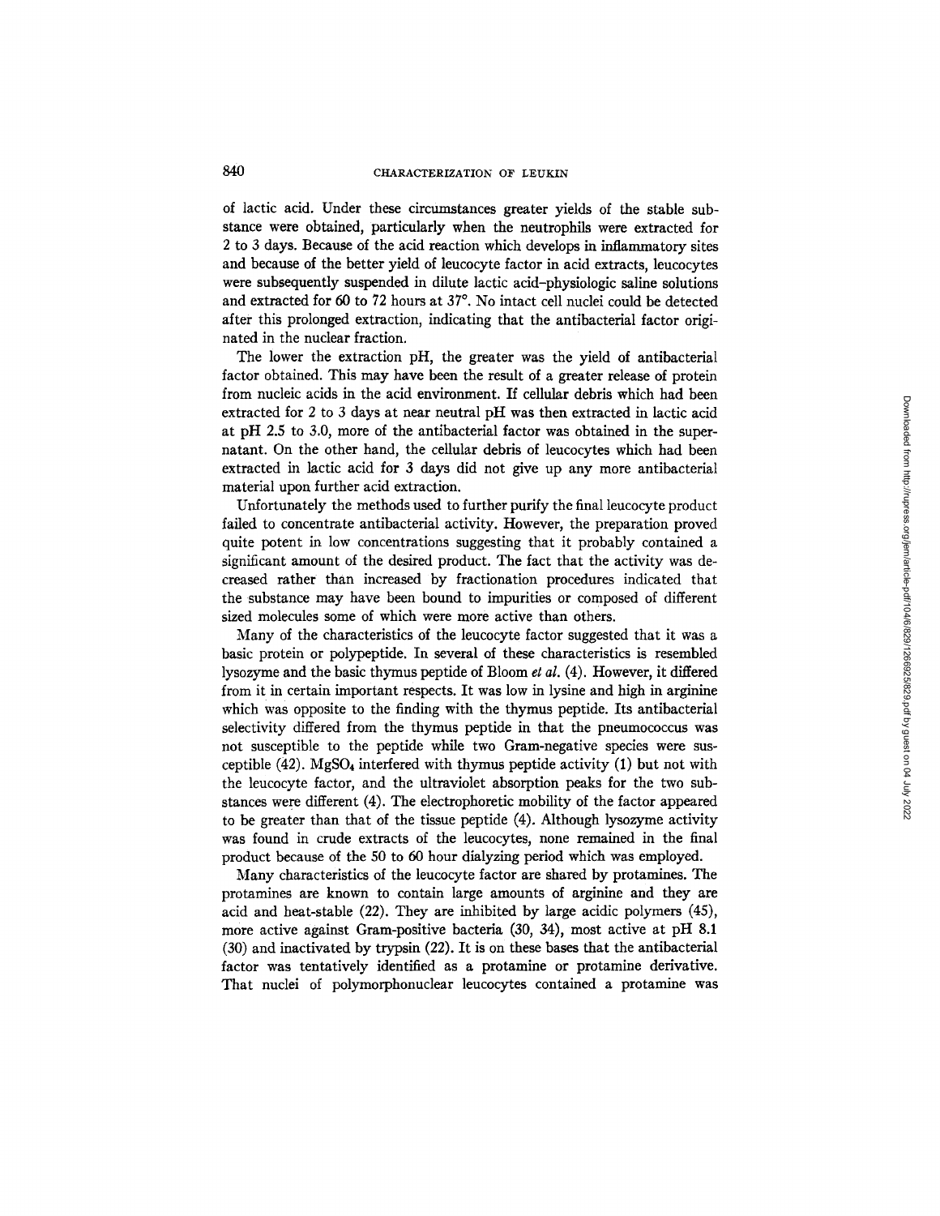of lactic acid. Under these circumstances greater yields of the stable substance were obtained, particularly when the neutrophils were extracted for 2 to 3 days. Because of the acid reaction which develops in inflammatory sites and because of the better yield of leucocyte factor in acid extracts, leucocytes were subsequently suspended in dilute lactic acid–physiologic saline solutions and extracted for 60 to 72 hours at 37°. No intact cell nuclei could be detected after this prolonged extraction, indicating that the antibacterial factor originated in the nuclear fraction.

The lower the extraction pH, the greater was the yield of antibacterial factor obtained. This may have been the result of a greater release of protein from nucleic acids in the acid environment. If cellular debris which had been extracted for 2 to 3 days at near neutral pH was then extracted in lactic acid at pH 2.5 to 3.0, more of the antibacterial factor was obtained in the supernatant. On the other hand, the cellular debris of leucocytes which had been extracted in lactic acid for 3 days did not give up any more antibacterial material upon further acid extraction.

Unfortunately the methods used to further purify the final leucocyte product failed to concentrate antibacterial activity. However, the preparation proved quite potent in low concentrations suggesting that it probably contained a significant amount of the desired product. The fact that the activity was decreased rather than increased by fractionation procedures indicated that the substance may have been bound to impurities or composed of different sized molecules some of which were more active than others.

Many of the characteristics of the leucocyte factor suggested that it was a basic protein or polypeptide. In several of these characteristics is resembled lysozyme and the basic thymus peptide of Bloom *et al.* (4). However, it differed from it in certain important respects. It was low in lysine and high in arginine which was opposite to the finding with the thymus peptide. Its antibacterial selectivity differed from the thymus peptide in that the pneumococcus was not susceptible to the peptide while two Gram-negative species were susceptible (42). $MgSO_4$ interfered with thymus peptide activity (1) but not with the leucocyte factor, and the ultraviolet absorption peaks for the two substances were different (4). The electrophoretic mobility of the factor appeared to be greater than that of the tissue peptide (4). Although lysozyme activity was found in crude extracts of the leucocytes, none remained in the final product because of the 50 to 60 hour dialyzing period which was employed.

Many characteristics of the leucocyte factor are shared by protamines. The protamines are known to contain large amounts of arginine and they are acid and heat-stable (22). They are inhibited by large acidic polymers (45), more active against Gram-positive bacteria (30, 34), most active at pH 8.1 (30) and inactivated by trypsin (22). It is on these bases that the antibacterial factor was tentatively identified as a protamine or protamine derivative. That nuclei of polymorphonuclear leucocytes contained a protamine was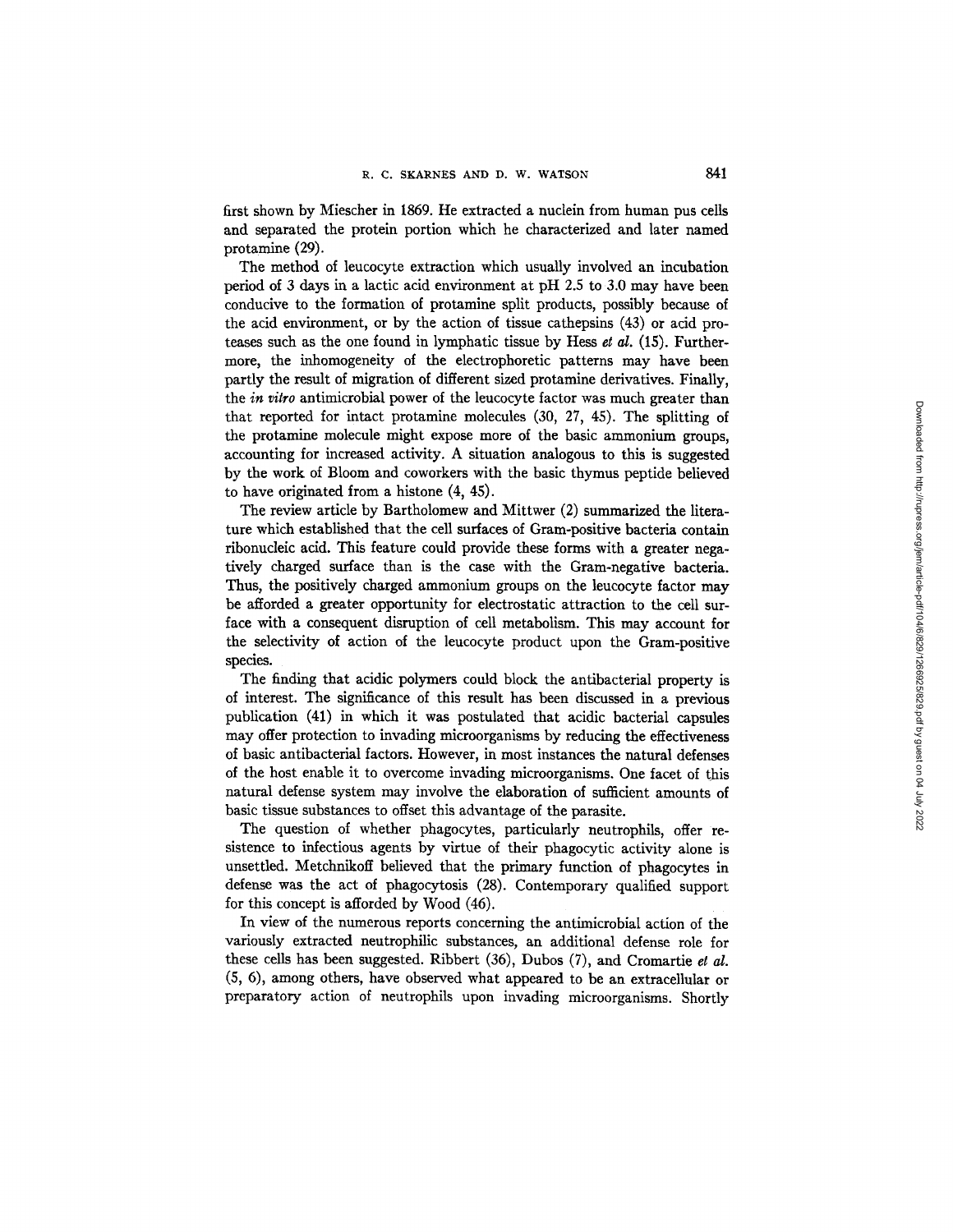first shown by Miescher in 1869. He extracted a nuclein from human pus cells and separated the protein portion which he characterized and later named protamine (29).

The method of leucocyte extraction which usually involved an incubation period of 3 days in a lactic acid environment at pH 2.5 to 3.0 may have been conducive to the formation of protamine split products, possibly because of the acid environment, or by the action of tissue cathepsins (43) or acid proteases such as the one found in lymphatic tissue by Hess *et al.* (15). Furthermore, the inhomogeneity of the electrophoretic patterns may have been partly the result of migration of different sized protamine derivatives. Finally, the *in vitro* antimicrobial power of the leucocyte factor was much greater than that reported for intact protamine molecules (30, 27, 45). The splitting of the protamine molecule might expose more of the basic ammonium groups, accounting for increased activity. A situation analogous to this is suggested by the work of Bloom and coworkers with the basic thymus peptide believed to have originated from a histone (4, 45).

The review article by Bartholomew and Mittwer (2) summarized the literature which established that the cell surfaces of Gram-positive bacteria contain ribonucleic acid. This feature could provide these forms with a greater negatively charged surface than is the case with the Gram-negative bacteria. Thus, the positively charged ammonium groups on the leucocyte factor may be afforded a greater opportunity for electrostatic attraction to the cell surface with a consequent disruption of cell metabolism. This may account for the selectivity of action of the leucocyte product upon the Gram-positive species.

The finding that acidic polymers could block the antibacterial property is of interest. The significance of this result has been discussed in a previous publication (41) in which it was postulated that acidic bacterial capsules may offer protection to invading microorganisms by reducing the effectiveness of basic antibacterial factors. However, in most instances the natural defenses of the host enable it to overcome invading microorganisms. One facet of this natural defense system may involve the elaboration of sufficient amounts of basic tissue substances to offset this advantage of the parasite.

The question of whether phagocytes, particularly neutrophils, offer resistence to infectious agents by virtue of their phagocytic activity alone is unsettled. Metchnikoff believed that the primary function of phagocytes in defense was the act of phagocytosis (28). Contemporary qualified support for this concept is afforded by Wood (46).

In view of the numerous reports concerning the antimicrobial action of the variously extracted neutrophilic substances, an additional defense role for these cells has been suggested. Ribbert (36), Dubos (7), and Cromartie *et al.* (5, 6), among others, have observed what appeared to be an extracellular or preparatory action of neutrophils upon invading microorganisms. Shortly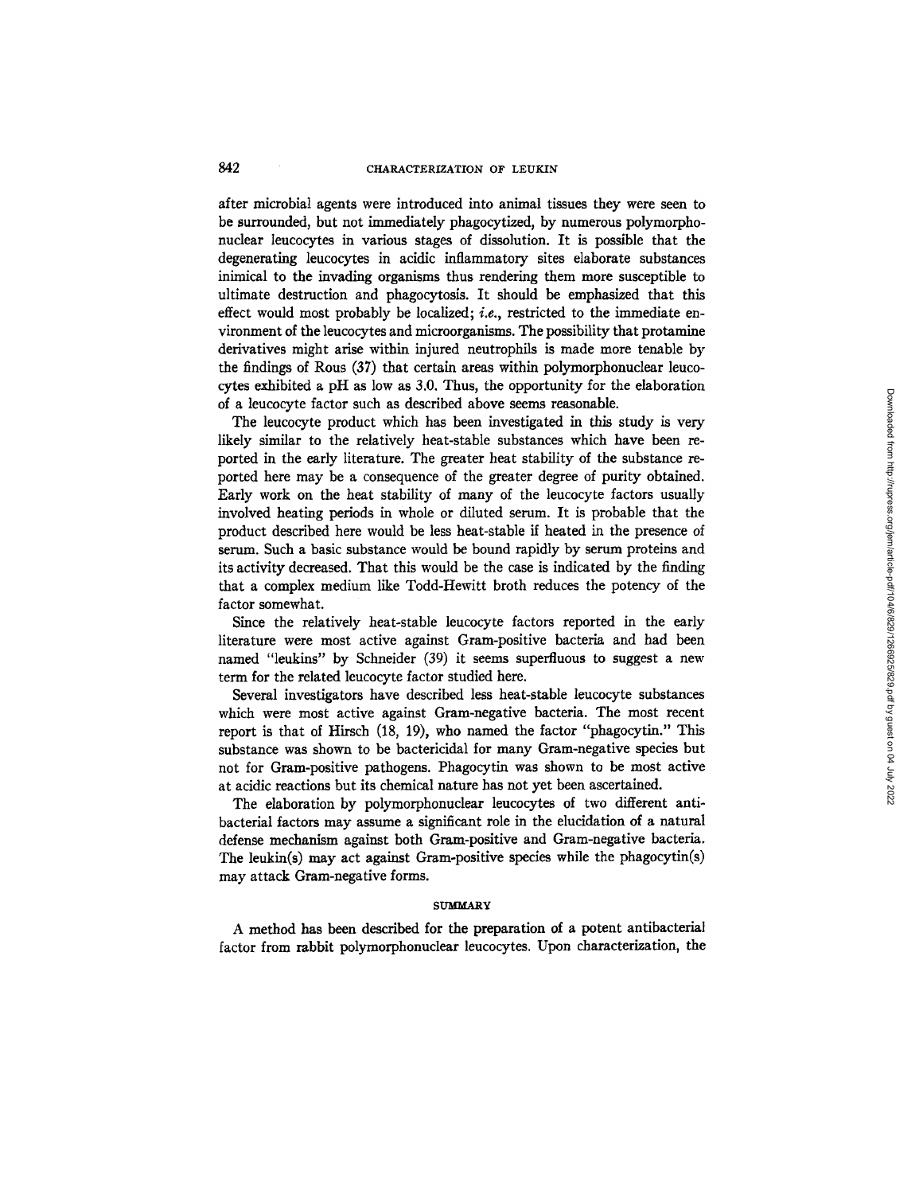after microbial agents were introduced into animal tissues they were seen to be surrounded, but not immediately phagocytized, by numerous polymorphonuclear leucocytes in various stages of dissolution. It is possible that the degenerating leucocytes in acidic inflammatory sites elaborate substances inimical to the invading organisms thus rendering them more susceptible to ultimate destruction and phagocytosis. It should be emphasized that this effect would most probably be localized; *i.e.*, restricted to the immediate environment of the leucocytes and microorganisms. The possibility that protamine derivatives might arise within injured neutrophils is made more tenable by the findings of Rous (37) that certain areas within polymorphonuclear leucocytes exhibited a pH as low as 3.0. Thus, the opportunity for the elaboration of a leucocyte factor such as described above seems reasonable.

The leucocyte product which has been investigated in this study is very likely similar to the relatively heat-stable substances which have been reported in the early literature. The greater heat stability of the substance reported here may be a consequence of the greater degree of purity obtained. Early work on the heat stability of many of the leucocyte factors usually involved heating periods in whole or diluted serum. It is probable that the product described here would be less heat-stable if heated in the presence of serum. Such a basic substance would be bound rapidly by serum proteins and its activity decreased. That this would be the case is indicated by the finding that a complex medium like Todd-Hewitt broth reduces the potency of the factor somewhat.

Since the relatively heat-stable leucocyte factors reported in the early literature were most active against Gram-positive bacteria and had been named "leukins" by Schneider (39) it seems superfluous to suggest a new term for the related leucocyte factor studied here.

Several investigators have described less heat-stable leucocyte substances which were most active against Gram-negative bacteria. The most recent report is that of Hirsch (18, 19), who named the factor "phagocytin." This substance was shown to be bactericidal for many Gram-negative species but not for Gram-positive pathogens. Phagocytin was shown to be most active at acidic reactions but its chemical nature has not yet been ascertained.

The elaboration by polymorphonuclear leucocytes of two different antibacterial factors may assume a significant role in the elucidation of a natural defense mechanism against both Gram-positive and Gram-negative bacteria. The leukin(s) may act against Gram-positive species while the phagocytin(s) may attack Gram-negative forms.

## SUMMARY

A method has been described for the preparation of a potent antibacterial factor from rabbit polymorphonuclear leucocytes. Upon characterization, the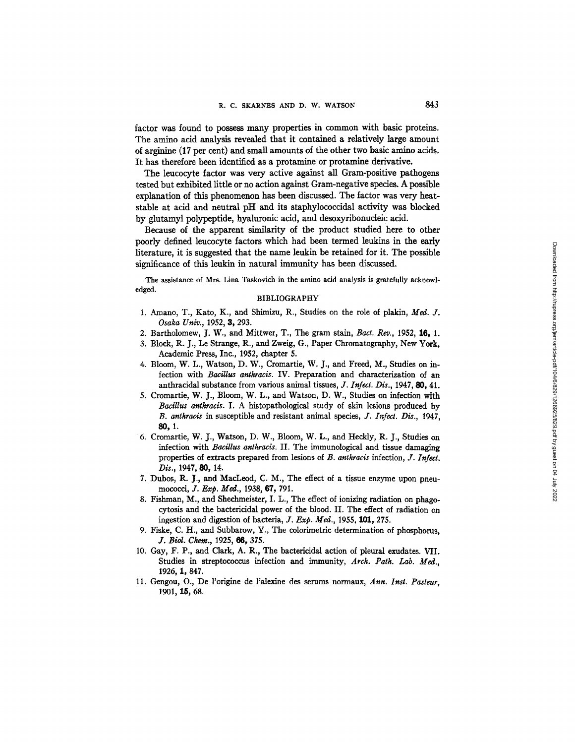factor was found to possess many properties in common with basic proteins. The amino acid analysis revealed that it contained a relatively large amount of arginine (17 per cent) and small amounts of the other two basic amino acids. It has therefore been identified as a protamine or protamine derivative.

The leucocyte factor was very active against all Gram-positive pathogens tested but exhibited little or no action against Gram-negative species. A possible explanation of this phenomenon has been discussed. The factor was very heat-stable at acid and neutral pH and its staphylococcidal activity was blocked by glutamyl polypeptide, hyaluronic acid, and desoxyribonucleic acid.

Because of the apparent similarity of the product studied here to other poorly defined leucocyte factors which had been termed leukins in the early literature, it is suggested that the name leukin be retained for it. The possible significance of this leukin in natural immunity has been discussed.

The assistance of Mrs. Lina Taskovich in the amino acid analysis is gratefully acknowledged.

## BIBLIOGRAPHY

1. Amano, T., Kato, K., and Shimizu, R., Studies on the role of plakin, *Med. J. Osaka Univ.*, 1952, **3**, 293.
2. Bartholomew, J. W., and Mittwer, T., The gram stain, *Bact. Rev.*, 1952, **16**, 1.
3. Block, R. J., Le Strange, R., and Zweig, G., Paper Chromatography, New York, Academic Press, Inc., 1952, chapter 5.
4. Bloom, W. L., Watson, D. W., Cromartie, W. J., and Freed, M., Studies on infection with *Bacillus anthracis*. IV. Preparation and characterization of an anthracidal substance from various animal tissues, *J. Infect. Dis.*, 1947, **80**, 41.
5. Cromartie, W. J., Bloom, W. L., and Watson, D. W., Studies on infection with *Bacillus anthracis*. I. A histopathological study of skin lesions produced by *B. anthracis* in susceptible and resistant animal species, *J. Infect. Dis.*, 1947, **80**, 1.
6. Cromartie, W. J., Watson, D. W., Bloom, W. L., and Heckly, R. J., Studies on infection with *Bacillus anthracis*. II. The immunological and tissue damaging properties of extracts prepared from lesions of *B. anthracis* infection, *J. Infect. Dis.*, 1947, **80**, 14.
7. Dubos, R. J., and MacLeod, C. M., The effect of a tissue enzyme upon pneumococci, *J. Exp. Med.*, 1938, **67**, 791.
8. Fishman, M., and Shechmeister, I. L., The effect of ionizing radiation on phagocytosis and the bactericidal power of the blood. II. The effect of radiation on ingestion and digestion of bacteria, *J. Exp. Med.*, 1955, **101**, 275.
9. Fiske, C. H., and Subbarow, Y., The colorimetric determination of phosphorus, *J. Biol. Chem.*, 1925, **66**, 375.
10. Gay, F. P., and Clark, A. R., The bactericidal action of pleural exudates. VII. Studies in streptococcus infection and immunity, *Arch. Path. Lab. Med.*, 1926, **1**, 847.
11. Gengou, O., De l'origine de l'alexine des serums normaux, *Ann. Inst. Pasteur*, 1901, **15**, 68.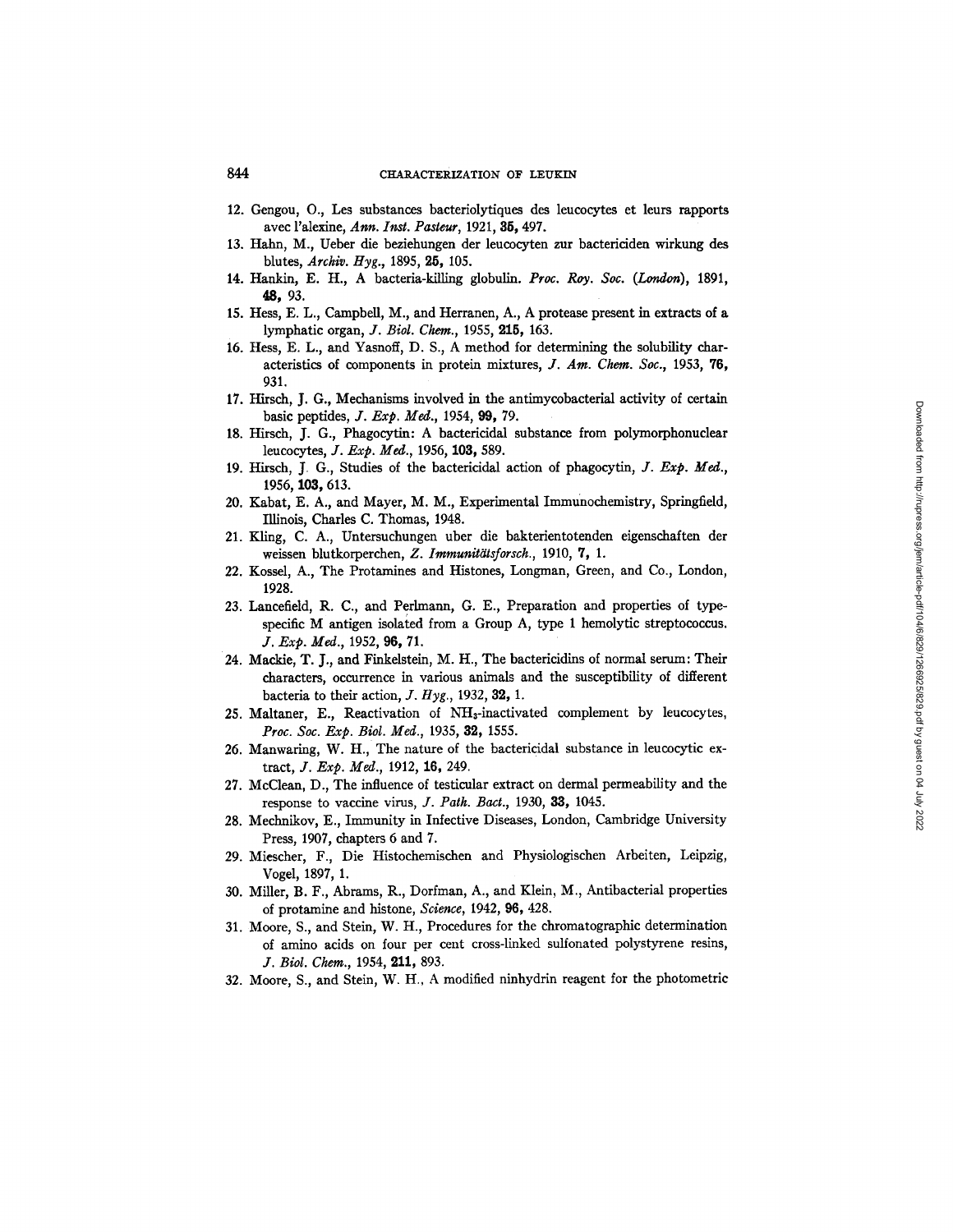12. Gengou, O., Les substances bacteriolytiques des leucocytes et leurs rapports avec l'alexine, *Ann. Inst. Pasteur*, 1921, **35,** 497.
13. Hahn, M., Ueber die beziehungen der leucocyten zur bactericiden wirkung des blutes, *Archiv. Hyg.*, 1895, **25,** 105.
14. Hankin, E. H., A bacteria-killing globulin. *Proc. Roy. Soc. (London)*, 1891, **48,** 93.
15. Hess, E. L., Campbell, M., and Herranen, A., A protease present in extracts of a lymphatic organ, *J. Biol. Chem.*, 1955, **215,** 163.
16. Hess, E. L., and Yasnoff, D. S., A method for determining the solubility characteristics of components in protein mixtures, *J. Am. Chem. Soc.*, 1953, **76,** 931.
17. Hirsch, J. G., Mechanisms involved in the antimycobacterial activity of certain basic peptides, *J. Exp. Med.*, 1954, **99,** 79.
18. Hirsch, J. G., Phagocytin: A bactericidal substance from polymorphonuclear leucocytes, *J. Exp. Med.*, 1956, **103,** 589.
19. Hirsch, J. G., Studies of the bactericidal action of phagocytin, *J. Exp. Med.*, 1956, **103,** 613.
20. Kabat, E. A., and Mayer, M. M., Experimental Immunochemistry, Springfield, Illinois, Charles C. Thomas, 1948.
21. Kling, C. A., Untersuchungen uber die bakterientotenden eigenschaften der weissen blutkorperchen, *Z. Immunitätsforsch.*, 1910, **7,** 1.
22. Kossel, A., The Protamines and Histones, Longman, Green, and Co., London, 1928.
23. Lancefield, R. C., and Perlmann, G. E., Preparation and properties of type-specific M antigen isolated from a Group A, type 1 hemolytic streptococcus. *J. Exp. Med.*, 1952, **96,** 71.
24. Mackie, T. J., and Finkelstein, M. H., The bactericidins of normal serum: Their characters, occurrence in various animals and the susceptibility of different bacteria to their action, *J. Hyg.*, 1932, **32,** 1.
25. Maltaner, E., Reactivation of $NH_3$-inactivated complement by leucocytes, *Proc. Soc. Exp. Biol. Med.*, 1935, **32,** 1555.
26. Manwaring, W. H., The nature of the bactericidal substance in leucocytic extract, *J. Exp. Med.*, 1912, **16,** 249.
27. McClean, D., The influence of testicular extract on dermal permeability and the response to vaccine virus, *J. Path. Bact.*, 1930, **33,** 1045.
28. Mechnikov, E., Immunity in Infective Diseases, London, Cambridge University Press, 1907, chapters 6 and 7.
29. Miescher, F., Die Histochemischen and Physiologischen Arbeiten, Leipzig, Vogel, 1897, 1.
30. Miller, B. F., Abrams, R., Dorfman, A., and Klein, M., Antibacterial properties of protamine and histone, *Science*, 1942, **96,** 428.
31. Moore, S., and Stein, W. H., Procedures for the chromatographic determination of amino acids on four per cent cross-linked sulfonated polystyrene resins, *J. Biol. Chem.*, 1954, **211,** 893.
32. Moore, S., and Stein, W. H., A modified ninhydrin reagent for the photometric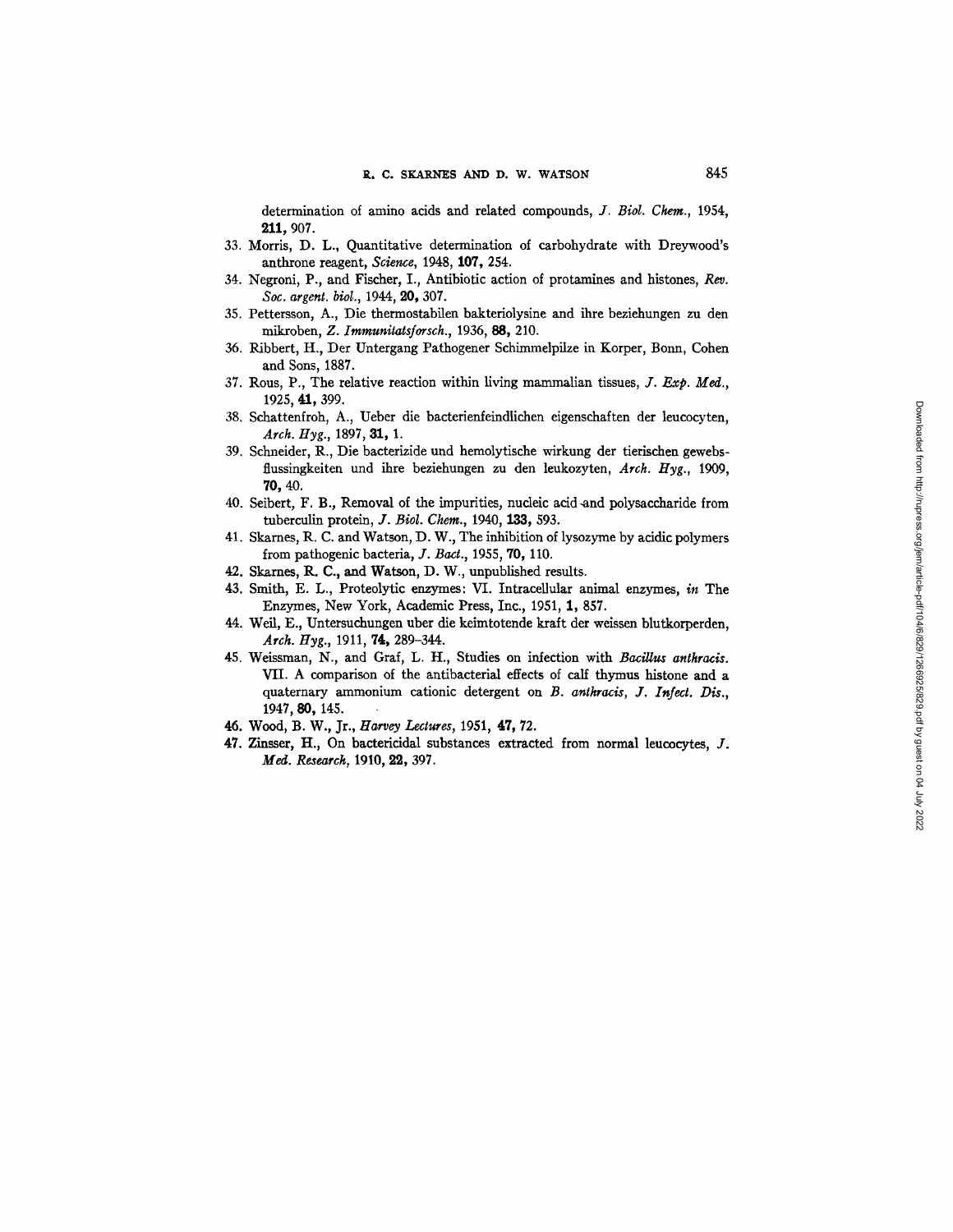determination of amino acids and related compounds, *J. Biol. Chem.*, 1954, **211,** 907.

33. Morris, D. L., Quantitative determination of carbohydrate with Dreywood's anthrone reagent, *Science*, 1948, **107,** 254.
34. Negroni, P., and Fischer, I., Antibiotic action of protamines and histones, *Rev. Soc. argent. biol.*, 1944, **20,** 307.
35. Pettersson, A., Die thermostabilen bakteriolysine and ihre beziehungen zu den mikroben, *Z. Immunitatsforsch.*, 1936, **88,** 210.
36. Ribbert, H., Der Untergang Pathogener Schimmelpilze in Korper, Bonn, Cohen and Sons, 1887.
37. Rous, P., The relative reaction within living mammalian tissues, *J. Exp. Med.*, 1925, **41,** 399.
38. Schattenfroh, A., Ueber die bacterienfeindlichen eigenschaften der leucocyten, *Arch. Hyg.*, 1897, **31,** 1.
39. Schneider, R., Die bacterizide und hemolytische wirkung der tierischen gewebsflussingkeiten und ihre beziehungen zu den leukozyten, *Arch. Hyg.*, 1909, **70,** 40.
40. Seibert, F. B., Removal of the impurities, nucleic acid and polysaccharide from tuberculin protein, *J. Biol. Chem.*, 1940, **133,** 593.
41. Skarnes, R. C. and Watson, D. W., The inhibition of lysozyme by acidic polymers from pathogenic bacteria, *J. Bact.*, 1955, **70,** 110.
42. Skarnes, R. C., and Watson, D. W., unpublished results.
43. Smith, E. L., Proteolytic enzymes: VI. Intracellular animal enzymes, *in* The Enzymes, New York, Academic Press, Inc., 1951, **1,** 857.
44. Weil, E., Untersuchungen uber die keimtotende kraft der weissen blutkorperden, *Arch. Hyg.*, 1911, **74,** 289–344.
45. Weissman, N., and Graf, L. H., Studies on infection with *Bacillus anthracis*. VII. A comparison of the antibacterial effects of calf thymus histone and a quaternary ammonium cationic detergent on *B. anthracis*, *J. Infect. Dis.*, 1947, **80,** 145.
46. Wood, B. W., Jr., *Harvey Lectures*, 1951, **47,** 72.
47. Zinsser, H., On bactericidal substances extracted from normal leucocytes, *J. Med. Research*, 1910, **22,** 397.